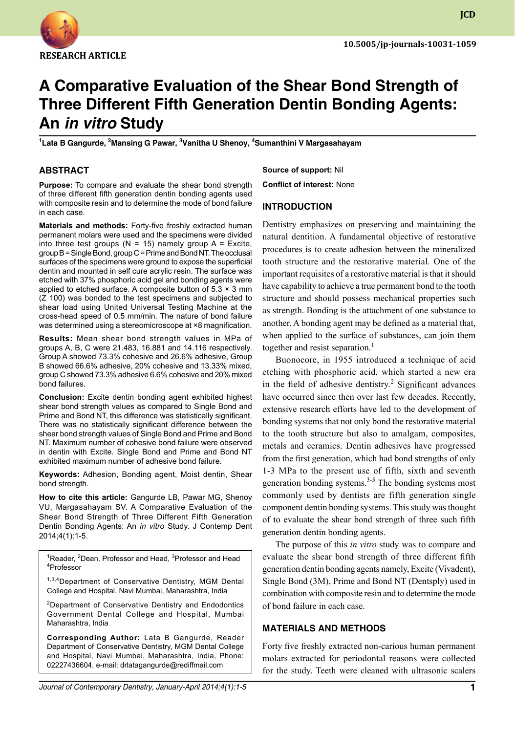RESEARCH ARTICLE

10.5005/jp-journals-10031-1059

# A Comparative Evaluation of the Shear Bond Strength of Three Different Fifth Generation Dentin Bonding Agents: An *in vitro* Study

[1]Lata B Gangurde, [2]Mansing G Pawar, [3]Vanitha U Shenoy, [4]Sumanthini V Margasahayam

## ABSTRACT

**Purpose:** To compare and evaluate the shear bond strength of three different fifth generation dentin bonding agents used with composite resin and to determine the mode of bond failure in each case.

**Materials and methods:** Forty-five freshly extracted human permanent molars were used and the specimens were divided into three test groups (N = 15) namely group A = Excite, group B = Single Bond, group C = Prime and Bond NT. The occlusal surfaces of the specimens were ground to expose the superficial dentin and mounted in self cure acrylic resin. The surface was etched with 37% phosphoric acid gel and bonding agents were applied to etched surface. A composite button of 5.3 × 3 mm (Z 100) was bonded to the test specimens and subjected to shear load using United Universal Testing Machine at the cross-head speed of 0.5 mm/min. The nature of bond failure was determined using a stereomicroscope at ×8 magnification.

**Results:** Mean shear bond strength values in MPa of groups A, B, C were 21.483, 16.881 and 14.116 respectively. Group A showed 73.3% cohesive and 26.6% adhesive, Group B showed 66.6% adhesive, 20% cohesive and 13.33% mixed, group C showed 73.3% adhesive 6.6% cohesive and 20% mixed bond failures.

**Conclusion:** Excite dentin bonding agent exhibited highest shear bond strength values as compared to Single Bond and Prime and Bond NT, this difference was statistically significant. There was no statistically significant difference between the shear bond strength values of Single Bond and Prime and Bond NT. Maximum number of cohesive bond failure were observed in dentin with Excite. Single Bond and Prime and Bond NT exhibited maximum number of adhesive bond failure.

**Keywords:** Adhesion, Bonding agent, Moist dentin, Shear bond strength.

**How to cite this article:** Gangurde LB, Pawar MG, Shenoy VU, Margasahayam SV. A Comparative Evaluation of the Shear Bond Strength of Three Different Fifth Generation Dentin Bonding Agents: An *in vitro* Study. J Contemp Dent 2014;4(1):1-5.

[1]Reader, [2]Dean, Professor and Head, [3]Professor and Head [4]Professor

[1,3,4]Department of Conservative Dentistry, MGM Dental College and Hospital, Navi Mumbai, Maharashtra, India

[2]Department of Conservative Dentistry and Endodontics Government Dental College and Hospital, Mumbai Maharashtra, India

**Corresponding Author:** Lata B Gangurde, Reader Department of Conservative Dentistry, MGM Dental College and Hospital, Navi Mumbai, Maharashtra, India, Phone: 02227436604, e-mail: drlatagangurde@rediffmail.com

**Source of support:** Nil

**Conflict of interest:** None

## INTRODUCTION

Dentistry emphasizes on preserving and maintaining the natural dentition. A fundamental objective of restorative procedures is to create adhesion between the mineralized tooth structure and the restorative material. One of the important requisites of a restorative material is that it should have capability to achieve a true permanent bond to the tooth structure and should possess mechanical properties such as strength. Bonding is the attachment of one substance to another. A bonding agent may be defined as a material that, when applied to the surface of substances, can join them together and resist separation.[1]

Buonocore, in 1955 introduced a technique of acid etching with phosphoric acid, which started a new era in the field of adhesive dentistry.[2] Significant advances have occurred since then over last few decades. Recently, extensive research efforts have led to the development of bonding systems that not only bond the restorative material to the tooth structure but also to amalgam, composites, metals and ceramics. Dentin adhesives have progressed from the first generation, which had bond strengths of only 1-3 MPa to the present use of fifth, sixth and seventh generation bonding systems.[3-5] The bonding systems most commonly used by dentists are fifth generation single component dentin bonding systems. This study was thought of to evaluate the shear bond strength of three such fifth generation dentin bonding agents.

The purpose of this *in vitro* study was to compare and evaluate the shear bond strength of three different fifth generation dentin bonding agents namely, Excite (Vivadent), Single Bond (3M), Prime and Bond NT (Dentsply) used in combination with composite resin and to determine the mode of bond failure in each case.

## MATERIALS AND METHODS

Forty five freshly extracted non-carious human permanent molars extracted for periodontal reasons were collected for the study. Teeth were cleaned with ultrasonic scalers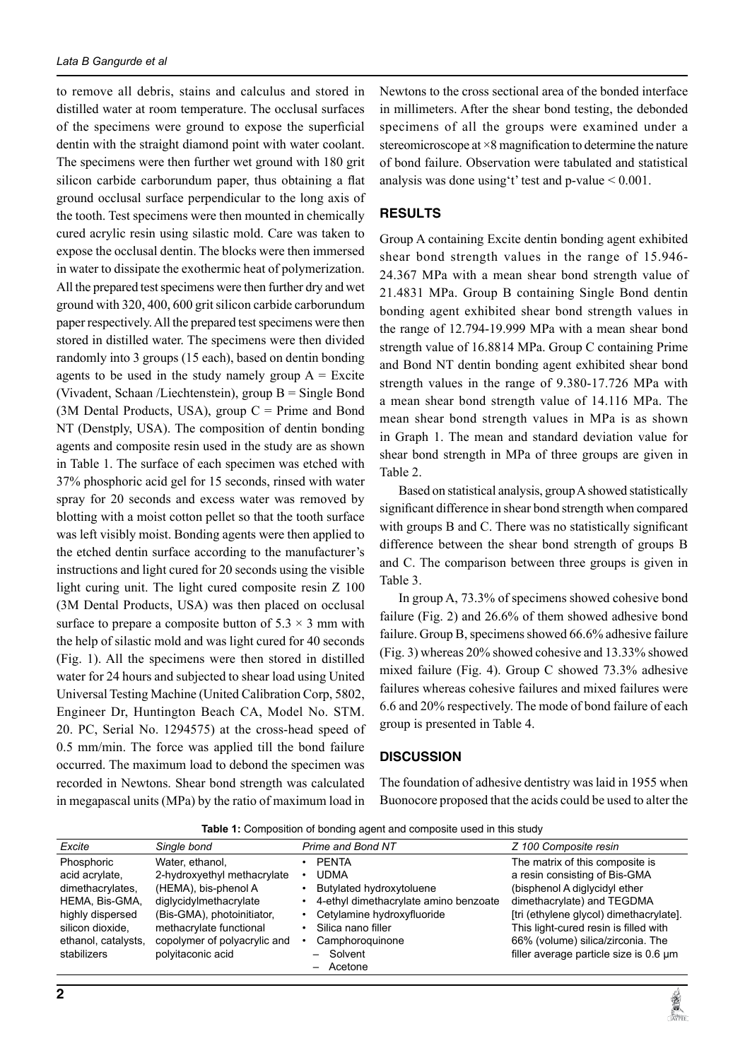to remove all debris, stains and calculus and stored in distilled water at room temperature. The occlusal surfaces of the specimens were ground to expose the superficial dentin with the straight diamond point with water coolant. The specimens were then further wet ground with 180 grit silicon carbide carborundum paper, thus obtaining a flat ground occlusal surface perpendicular to the long axis of the tooth. Test specimens were then mounted in chemically cured acrylic resin using silastic mold. Care was taken to expose the occlusal dentin. The blocks were then immersed in water to dissipate the exothermic heat of polymerization. All the prepared test specimens were then further dry and wet ground with 320, 400, 600 grit silicon carbide carborundum paper respectively. All the prepared test specimens were then stored in distilled water. The specimens were then divided randomly into 3 groups (15 each), based on dentin bonding agents to be used in the study namely group A = Excite (Vivadent, Schaan /Liechtenstein), group B = Single Bond (3M Dental Products, USA), group C = Prime and Bond NT (Denstply, USA). The composition of dentin bonding agents and composite resin used in the study are as shown in Table 1. The surface of each specimen was etched with 37% phosphoric acid gel for 15 seconds, rinsed with water spray for 20 seconds and excess water was removed by blotting with a moist cotton pellet so that the tooth surface was left visibly moist. Bonding agents were then applied to the etched dentin surface according to the manufacturer's instructions and light cured for 20 seconds using the visible light curing unit. The light cured composite resin Z 100 (3M Dental Products, USA) was then placed on occlusal surface to prepare a composite button of $5.3 \times 3$ mm with the help of silastic mold and was light cured for 40 seconds (Fig. 1). All the specimens were then stored in distilled water for 24 hours and subjected to shear load using United Universal Testing Machine (United Calibration Corp, 5802, Engineer Dr, Huntington Beach CA, Model No. STM. 20. PC, Serial No. 1294575) at the cross-head speed of 0.5 mm/min. The force was applied till the bond failure occurred. The maximum load to debond the specimen was recorded in Newtons. Shear bond strength was calculated in megapascal units (MPa) by the ratio of maximum load in Newtons to the cross sectional area of the bonded interface in millimeters. After the shear bond testing, the debonded specimens of all the groups were examined under a stereomicroscope at $\times 8$ magnification to determine the nature of bond failure. Observation were tabulated and statistical analysis was done using't' test and p-value $< 0.001$.

## RESULTS

Group A containing Excite dentin bonding agent exhibited shear bond strength values in the range of 15.946-24.367 MPa with a mean shear bond strength value of 21.4831 MPa. Group B containing Single Bond dentin bonding agent exhibited shear bond strength values in the range of 12.794-19.999 MPa with a mean shear bond strength value of 16.8814 MPa. Group C containing Prime and Bond NT dentin bonding agent exhibited shear bond strength values in the range of 9.380-17.726 MPa with a mean shear bond strength value of 14.116 MPa. The mean shear bond strength values in MPa is as shown in Graph 1. The mean and standard deviation value for shear bond strength in MPa of three groups are given in Table 2.

Based on statistical analysis, group A showed statistically significant difference in shear bond strength when compared with groups B and C. There was no statistically significant difference between the shear bond strength of groups B and C. The comparison between three groups is given in Table 3.

In group A, 73.3% of specimens showed cohesive bond failure (Fig. 2) and 26.6% of them showed adhesive bond failure. Group B, specimens showed 66.6% adhesive failure (Fig. 3) whereas 20% showed cohesive and 13.33% showed mixed failure (Fig. 4). Group C showed 73.3% adhesive failures whereas cohesive failures and mixed failures were 6.6 and 20% respectively. The mode of bond failure of each group is presented in Table 4.

## DISCUSSION

The foundation of adhesive dentistry was laid in 1955 when Buonocore proposed that the acids could be used to alter the

**Table 1:** Composition of bonding agent and composite used in this study

| *Excite* | *Single bond* | *Prime and Bond NT* | *Z 100 Composite resin* |
|---|---|---|---|
| Phosphoric acid acrylate, dimethacrylates, HEMA, Bis-GMA, highly dispersed silicon dioxide, ethanol, catalysts, stabilizers | Water, ethanol, 2-hydroxyethyl methacrylate (HEMA), bis-phenol A diglycidylmethacrylate (Bis-GMA), photoinitiator, methacrylate functional copolymer of polyacrylic and polyitaconic acid | • PENTA<br>• UDMA<br>• Butylated hydroxytoluene<br>• 4-ethyl dimethacrylate amino benzoate<br>• Cetylamine hydroxyfluoride<br>• Silica nano filler<br>• Camphoroquinone<br>– Solvent<br>– Acetone | The matrix of this composite is a resin consisting of Bis-GMA (bisphenol A diglycidyl ether dimethacrylate) and TEGDMA [tri (ethylene glycol) dimethacrylate]. This light-cured resin is filled with 66% (volume) silica/zirconia. The filler average particle size is 0.6 μm |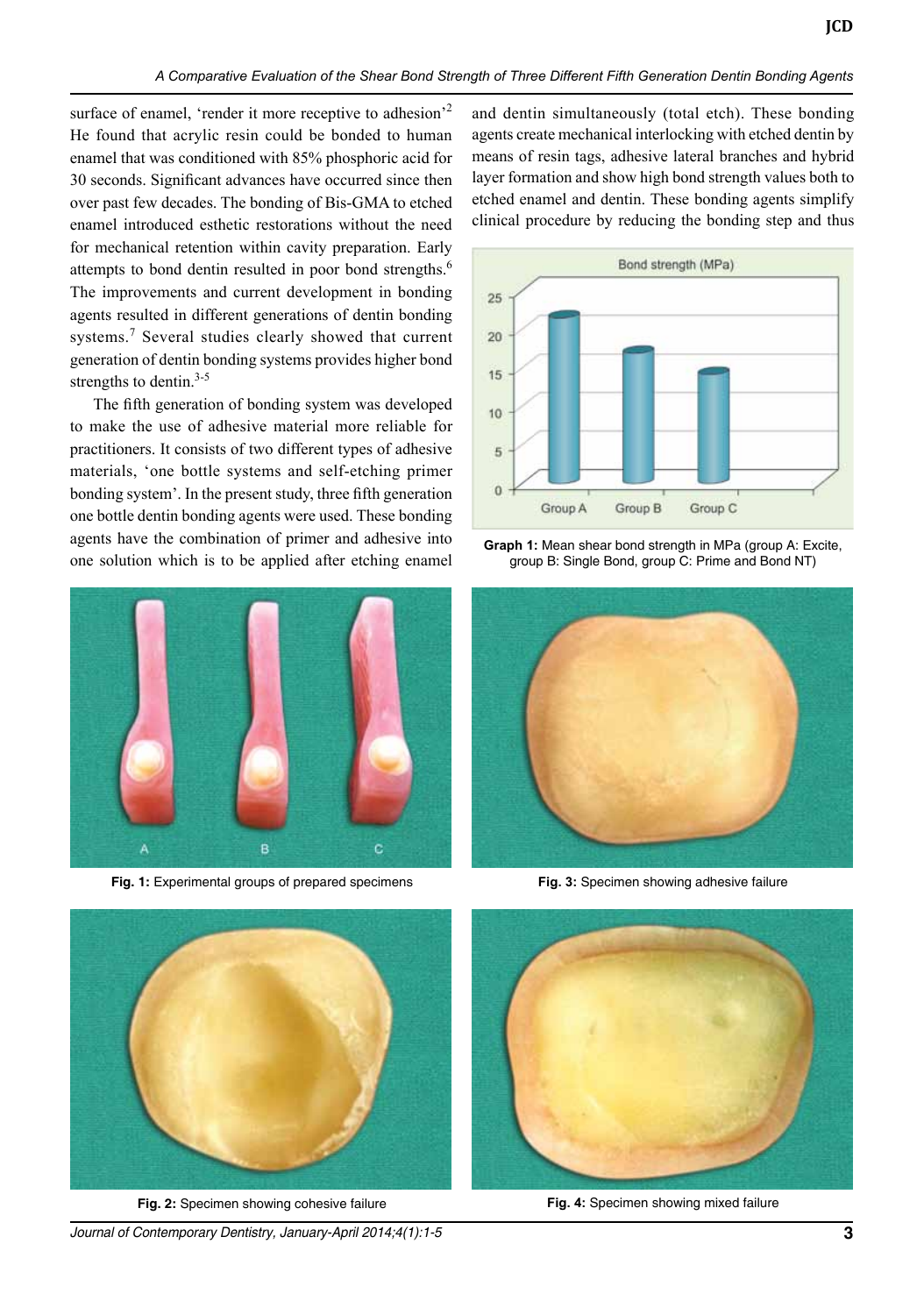surface of enamel, 'render it more receptive to adhesion'[2] He found that acrylic resin could be bonded to human enamel that was conditioned with 85% phosphoric acid for 30 seconds. Significant advances have occurred since then over past few decades. The bonding of Bis-GMA to etched enamel introduced esthetic restorations without the need for mechanical retention within cavity preparation. Early attempts to bond dentin resulted in poor bond strengths.[6] The improvements and current development in bonding agents resulted in different generations of dentin bonding systems.[7] Several studies clearly showed that current generation of dentin bonding systems provides higher bond strengths to dentin.[3-5]

The fifth generation of bonding system was developed to make the use of adhesive material more reliable for practitioners. It consists of two different types of adhesive materials, 'one bottle systems and self-etching primer bonding system'. In the present study, three fifth generation one bottle dentin bonding agents were used. These bonding agents have the combination of primer and adhesive into one solution which is to be applied after etching enamel and dentin simultaneously (total etch). These bonding agents create mechanical interlocking with etched dentin by means of resin tags, adhesive lateral branches and hybrid layer formation and show high bond strength values both to etched enamel and dentin. These bonding agents simplify clinical procedure by reducing the bonding step and thus

**Graph 1:** Mean shear bond strength in MPa (group A: Excite, group B: Single Bond, group C: Prime and Bond NT)

**Fig. 1:** Experimental groups of prepared specimens

**Fig. 3:** Specimen showing adhesive failure

**Fig. 2:** Specimen showing cohesive failure

**Fig. 4:** Specimen showing mixed failure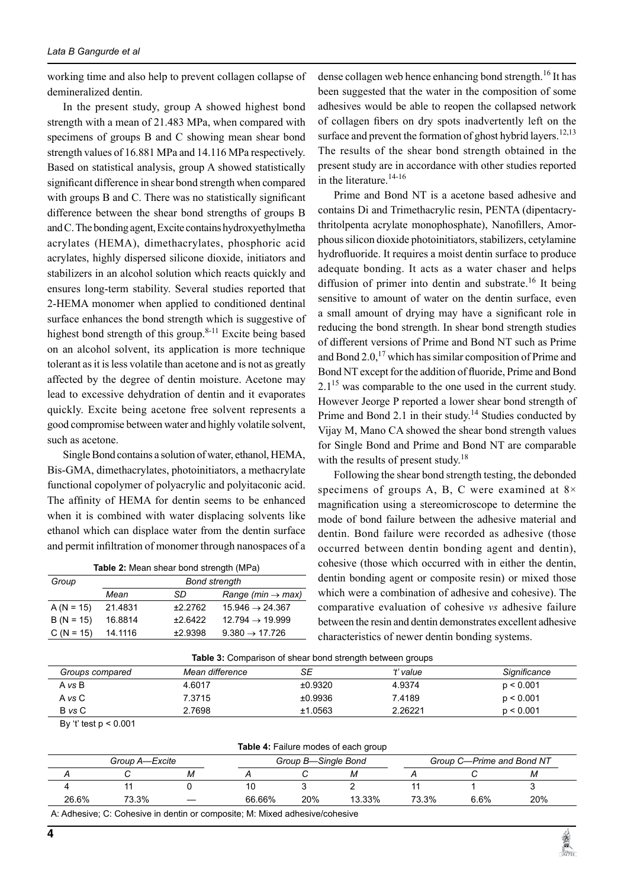working time and also help to prevent collagen collapse of demineralized dentin.

In the present study, group A showed highest bond strength with a mean of 21.483 MPa, when compared with specimens of groups B and C showing mean shear bond strength values of 16.881 MPa and 14.116 MPa respectively. Based on statistical analysis, group A showed statistically significant difference in shear bond strength when compared with groups B and C. There was no statistically significant difference between the shear bond strengths of groups B and C. The bonding agent, Excite contains hydroxyethylmetha acrylates (HEMA), dimethacrylates, phosphoric acid acrylates, highly dispersed silicone dioxide, initiators and stabilizers in an alcohol solution which reacts quickly and ensures long-term stability. Several studies reported that 2-HEMA monomer when applied to conditioned dentinal surface enhances the bond strength which is suggestive of highest bond strength of this group.[8-11] Excite being based on an alcohol solvent, its application is more technique tolerant as it is less volatile than acetone and is not as greatly affected by the degree of dentin moisture. Acetone may lead to excessive dehydration of dentin and it evaporates quickly. Excite being acetone free solvent represents a good compromise between water and highly volatile solvent, such as acetone.

Single Bond contains a solution of water, ethanol, HEMA, Bis-GMA, dimethacrylates, photoinitiators, a methacrylate functional copolymer of polyacrylic and polyitaconic acid. The affinity of HEMA for dentin seems to be enhanced when it is combined with water displacing solvents like ethanol which can displace water from the dentin surface and permit infiltration of monomer through nanospaces of a dense collagen web hence enhancing bond strength.[16] It has been suggested that the water in the composition of some adhesives would be able to reopen the collapsed network of collagen fibers on dry spots inadvertently left on the surface and prevent the formation of ghost hybrid layers.[12,13] The results of the shear bond strength obtained in the present study are in accordance with other studies reported in the literature.[14-16]

Prime and Bond NT is a acetone based adhesive and contains Di and Trimethacrylic resin, PENTA (dipentacrythritolpenta acrylate monophosphate), Nanofillers, Amorphous silicon dioxide photoinitiators, stabilizers, cetylamine hydrofluoride. It requires a moist dentin surface to produce adequate bonding. It acts as a water chaser and helps diffusion of primer into dentin and substrate.[16] It being sensitive to amount of water on the dentin surface, even a small amount of drying may have a significant role in reducing the bond strength. In shear bond strength studies of different versions of Prime and Bond NT such as Prime and Bond 2.0,[17] which has similar composition of Prime and Bond NT except for the addition of fluoride, Prime and Bond 2.1[15] was comparable to the one used in the current study. However Jeorge P reported a lower shear bond strength of Prime and Bond 2.1 in their study.[14] Studies conducted by Vijay M, Mano CA showed the shear bond strength values for Single Bond and Prime and Bond NT are comparable with the results of present study.[18]

Following the shear bond strength testing, the debonded specimens of groups A, B, C were examined at 8× magnification using a stereomicroscope to determine the mode of bond failure between the adhesive material and dentin. Bond failure were recorded as adhesive (those occurred between dentin bonding agent and dentin), cohesive (those which occurred with in either the dentin, dentin bonding agent or composite resin) or mixed those which were a combination of adhesive and cohesive). The comparative evaluation of cohesive *vs* adhesive failure between the resin and dentin demonstrates excellent adhesive characteristics of newer dentin bonding systems.

**Table 2:** Mean shear bond strength (MPa)

| Group | Bond strength | | |
|---|---|---|---|
| | Mean | SD | Range (min → max) |
| A (N = 15) | 21.4831 | ±2.2762 | 15.946 → 24.367 |
| B (N = 15) | 16.8814 | ±2.6422 | 12.794 → 19.999 |
| C (N = 15) | 14.1116 | ±2.9398 | 9.380 → 17.726 |

**Table 3:** Comparison of shear bond strength between groups

| Groups compared | Mean difference | SE | 't' value | Significance |
|---|---|---|---|---|
| A *vs* B | 4.6017 | ±0.9320 | 4.9374 | $p < 0.001$ |
| A *vs* C | 7.3715 | ±0.9936 | 7.4189 | $p < 0.001$ |
| B *vs* C | 2.7698 | ±1.0563 | 2.26221 | $p < 0.001$ |

By 't' test $p < 0.001$

**Table 4:** Failure modes of each group

| Group A—Excite | | | Group B—Single Bond | | | Group C—Prime and Bond NT | | |
|---|---|---|---|---|---|---|---|---|
| A | C | M | A | C | M | A | C | M |
| 4 | 11 | 0 | 10 | 3 | 2 | 11 | 1 | 3 |
| 26.6% | 73.3% | — | 66.66% | 20% | 13.33% | 73.3% | 6.6% | 20% |

A: Adhesive; C: Cohesive in dentin or composite; M: Mixed adhesive/cohesive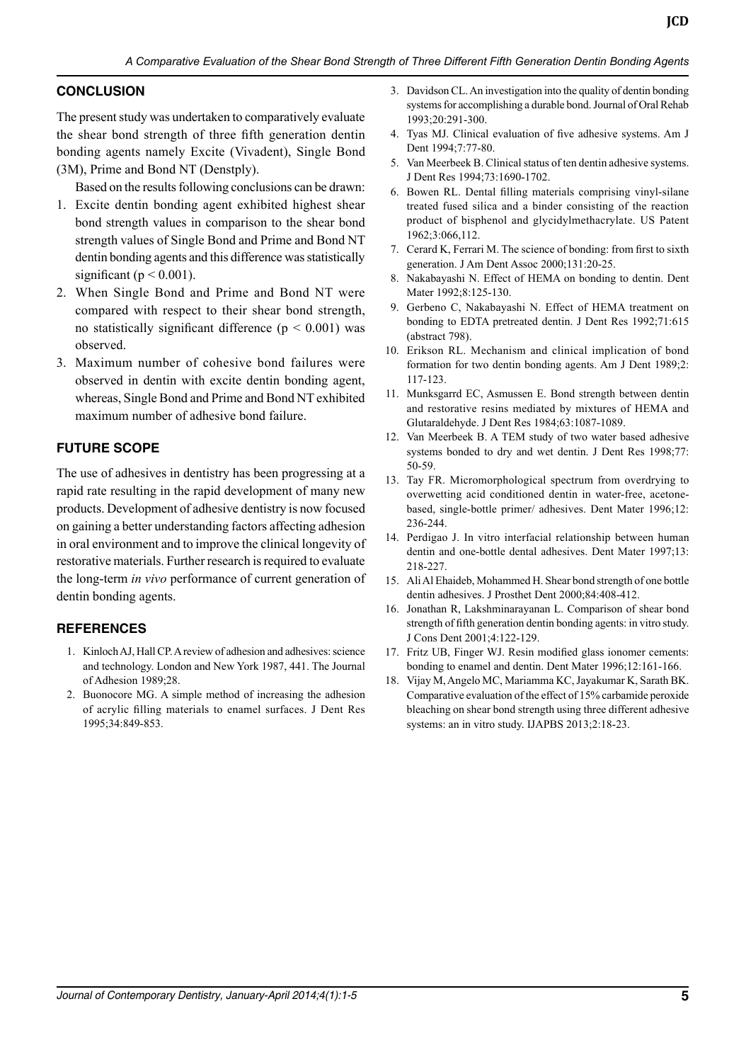## CONCLUSION

The present study was undertaken to comparatively evaluate the shear bond strength of three fifth generation dentin bonding agents namely Excite (Vivadent), Single Bond (3M), Prime and Bond NT (Denstply).

Based on the results following conclusions can be drawn:

1. Excite dentin bonding agent exhibited highest shear bond strength values in comparison to the shear bond strength values of Single Bond and Prime and Bond NT dentin bonding agents and this difference was statistically significant ($p < 0.001$).
2. When Single Bond and Prime and Bond NT were compared with respect to their shear bond strength, no statistically significant difference ($p < 0.001$) was observed.
3. Maximum number of cohesive bond failures were observed in dentin with excite dentin bonding agent, whereas, Single Bond and Prime and Bond NT exhibited maximum number of adhesive bond failure.

## FUTURE SCOPE

The use of adhesives in dentistry has been progressing at a rapid rate resulting in the rapid development of many new products. Development of adhesive dentistry is now focused on gaining a better understanding factors affecting adhesion in oral environment and to improve the clinical longevity of restorative materials. Further research is required to evaluate the long-term *in vivo* performance of current generation of dentin bonding agents.

## REFERENCES

1. Kinloch AJ, Hall CP. A review of adhesion and adhesives: science and technology. London and New York 1987, 441. The Journal of Adhesion 1989;28.
2. Buonocore MG. A simple method of increasing the adhesion of acrylic filling materials to enamel surfaces. J Dent Res 1995;34:849-853.
3. Davidson CL. An investigation into the quality of dentin bonding systems for accomplishing a durable bond. Journal of Oral Rehab 1993;20:291-300.
4. Tyas MJ. Clinical evaluation of five adhesive systems. Am J Dent 1994;7:77-80.
5. Van Meerbeek B. Clinical status of ten dentin adhesive systems. J Dent Res 1994;73:1690-1702.
6. Bowen RL. Dental filling materials comprising vinyl-silane treated fused silica and a binder consisting of the reaction product of bisphenol and glycidylmethacrylate. US Patent 1962;3:066,112.
7. Cerard K, Ferrari M. The science of bonding: from first to sixth generation. J Am Dent Assoc 2000;131:20-25.
8. Nakabayashi N. Effect of HEMA on bonding to dentin. Dent Mater 1992;8:125-130.
9. Gerbeno C, Nakabayashi N. Effect of HEMA treatment on bonding to EDTA pretreated dentin. J Dent Res 1992;71:615 (abstract 798).
10. Erikson RL. Mechanism and clinical implication of bond formation for two dentin bonding agents. Am J Dent 1989;2: 117-123.
11. Munksgarrd EC, Asmussen E. Bond strength between dentin and restorative resins mediated by mixtures of HEMA and Glutaraldehyde. J Dent Res 1984;63:1087-1089.
12. Van Meerbeek B. A TEM study of two water based adhesive systems bonded to dry and wet dentin. J Dent Res 1998;77: 50-59.
13. Tay FR. Micromorphological spectrum from overdrying to overwetting acid conditioned dentin in water-free, acetone-based, single-bottle primer/ adhesives. Dent Mater 1996;12: 236-244.
14. Perdigao J. In vitro interfacial relationship between human dentin and one-bottle dental adhesives. Dent Mater 1997;13: 218-227.
15. Ali Al Ehaideb, Mohammed H. Shear bond strength of one bottle dentin adhesives. J Prosthet Dent 2000;84:408-412.
16. Jonathan R, Lakshminarayanan L. Comparison of shear bond strength of fifth generation dentin bonding agents: in vitro study. J Cons Dent 2001;4:122-129.
17. Fritz UB, Finger WJ. Resin modified glass ionomer cements: bonding to enamel and dentin. Dent Mater 1996;12:161-166.
18. Vijay M, Angelo MC, Mariamma KC, Jayakumar K, Sarath BK. Comparative evaluation of the effect of 15% carbamide peroxide bleaching on shear bond strength using three different adhesive systems: an in vitro study. IJAPBS 2013;2:18-23.